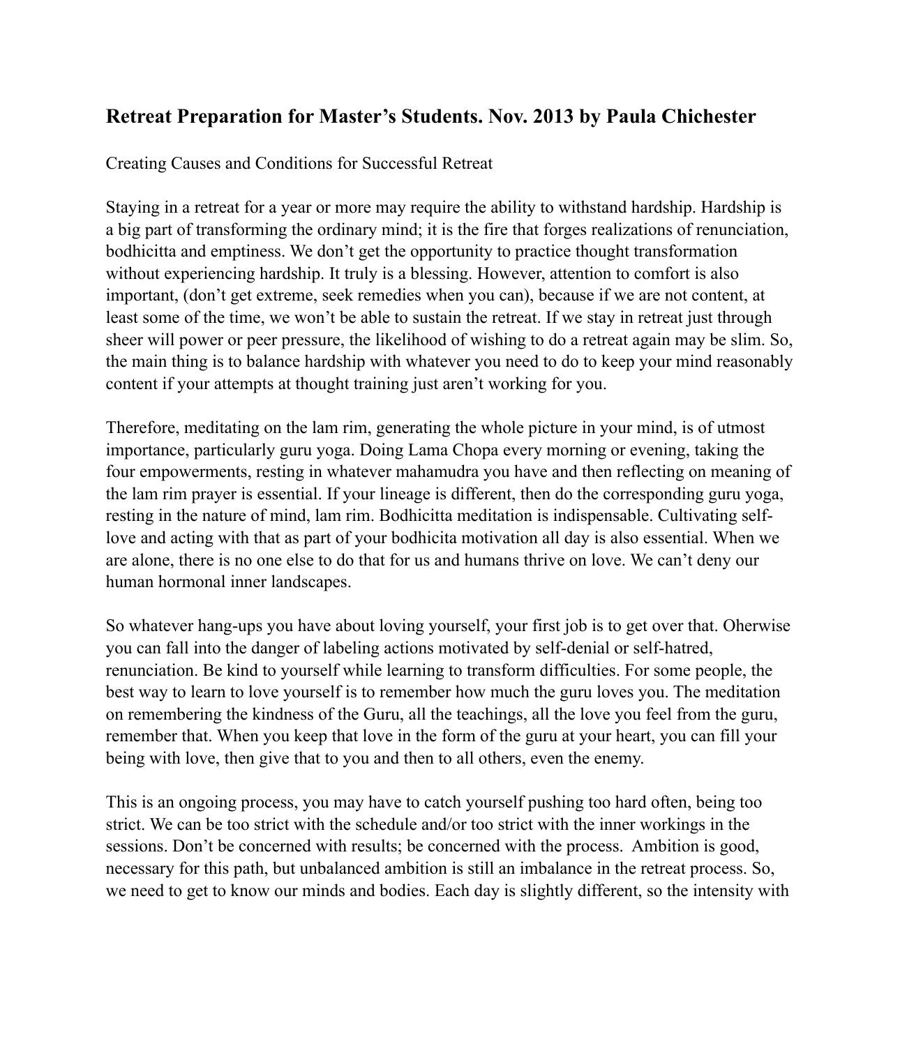## Retreat Preparation for Master's Students. Nov. 2013 by Paula Chichester

Creating Causes and Conditions for Successful Retreat

Staying in a retreat for a year or more may require the ability to withstand hardship. Hardship is a big part of transforming the ordinary mind; it is the fire that forges realizations of renunciation, bodhicitta and emptiness. We don't get the opportunity to practice thought transformation without experiencing hardship. It truly is a blessing. However, attention to comfort is also important, (don't get extreme, seek remedies when you can), because if we are not content, at least some of the time, we won't be able to sustain the retreat. If we stay in retreat just through sheer will power or peer pressure, the likelihood of wishing to do a retreat again may be slim. So, the main thing is to balance hardship with whatever you need to do to keep your mind reasonably content if your attempts at thought training just aren't working for you.

Therefore, meditating on the lam rim, generating the whole picture in your mind, is of utmost importance, particularly guru yoga. Doing Lama Chopa every morning or evening, taking the four empowerments, resting in whatever mahamudra you have and then reflecting on meaning of the lam rim prayer is essential. If your lineage is different, then do the corresponding guru yoga, resting in the nature of mind, lam rim. Bodhicitta meditation is indispensable. Cultivating self-love and acting with that as part of your bodhicita motivation all day is also essential. When we are alone, there is no one else to do that for us and humans thrive on love. We can't deny our human hormonal inner landscapes.

So whatever hang-ups you have about loving yourself, your first job is to get over that. Oherwise you can fall into the danger of labeling actions motivated by self-denial or self-hatred, renunciation. Be kind to yourself while learning to transform difficulties. For some people, the best way to learn to love yourself is to remember how much the guru loves you. The meditation on remembering the kindness of the Guru, all the teachings, all the love you feel from the guru, remember that. When you keep that love in the form of the guru at your heart, you can fill your being with love, then give that to you and then to all others, even the enemy.

This is an ongoing process, you may have to catch yourself pushing too hard often, being too strict. We can be too strict with the schedule and/or too strict with the inner workings in the sessions. Don't be concerned with results; be concerned with the process. Ambition is good, necessary for this path, but unbalanced ambition is still an imbalance in the retreat process. So, we need to get to know our minds and bodies. Each day is slightly different, so the intensity with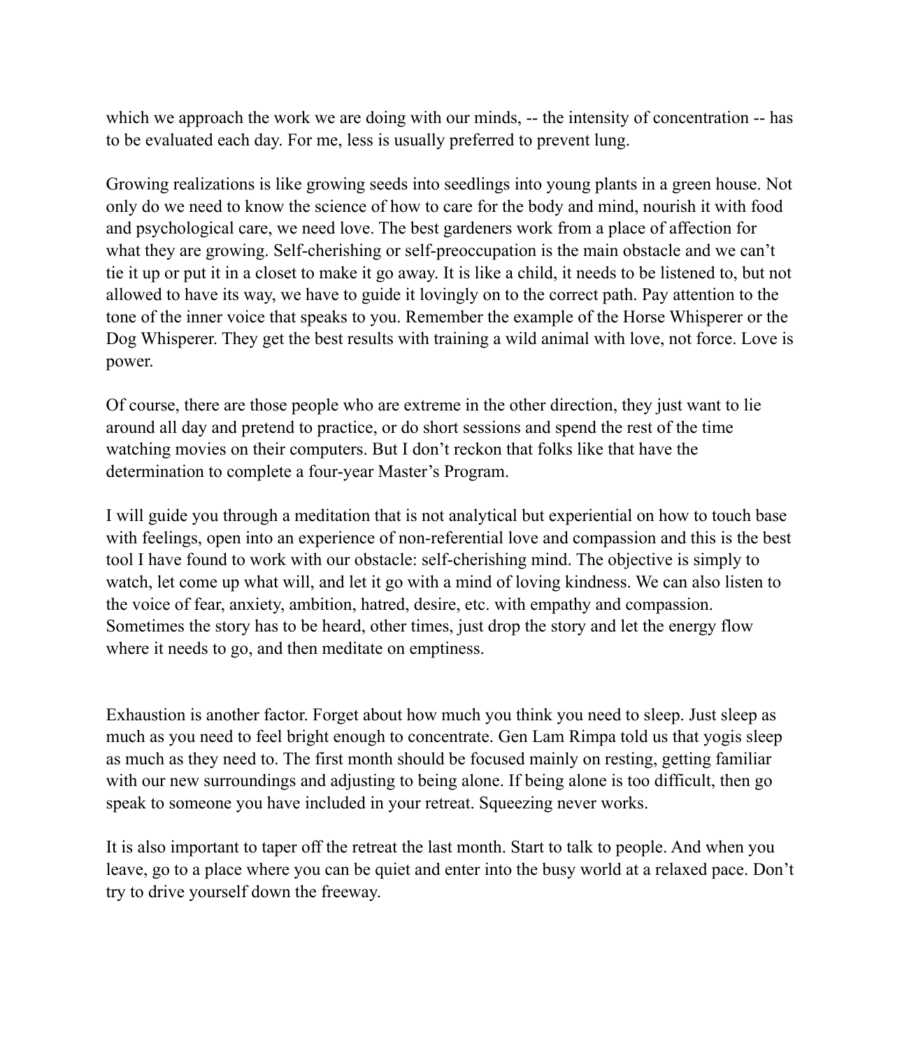which we approach the work we are doing with our minds, -- the intensity of concentration -- has to be evaluated each day. For me, less is usually preferred to prevent lung.

Growing realizations is like growing seeds into seedlings into young plants in a green house. Not only do we need to know the science of how to care for the body and mind, nourish it with food and psychological care, we need love. The best gardeners work from a place of affection for what they are growing. Self-cherishing or self-preoccupation is the main obstacle and we can't tie it up or put it in a closet to make it go away. It is like a child, it needs to be listened to, but not allowed to have its way, we have to guide it lovingly on to the correct path. Pay attention to the tone of the inner voice that speaks to you. Remember the example of the Horse Whisperer or the Dog Whisperer. They get the best results with training a wild animal with love, not force. Love is power.

Of course, there are those people who are extreme in the other direction, they just want to lie around all day and pretend to practice, or do short sessions and spend the rest of the time watching movies on their computers. But I don't reckon that folks like that have the determination to complete a four-year Master's Program.

I will guide you through a meditation that is not analytical but experiential on how to touch base with feelings, open into an experience of non-referential love and compassion and this is the best tool I have found to work with our obstacle: self-cherishing mind. The objective is simply to watch, let come up what will, and let it go with a mind of loving kindness. We can also listen to the voice of fear, anxiety, ambition, hatred, desire, etc. with empathy and compassion. Sometimes the story has to be heard, other times, just drop the story and let the energy flow where it needs to go, and then meditate on emptiness.

Exhaustion is another factor. Forget about how much you think you need to sleep. Just sleep as much as you need to feel bright enough to concentrate. Gen Lam Rimpa told us that yogis sleep as much as they need to. The first month should be focused mainly on resting, getting familiar with our new surroundings and adjusting to being alone. If being alone is too difficult, then go speak to someone you have included in your retreat. Squeezing never works.

It is also important to taper off the retreat the last month. Start to talk to people. And when you leave, go to a place where you can be quiet and enter into the busy world at a relaxed pace. Don't try to drive yourself down the freeway.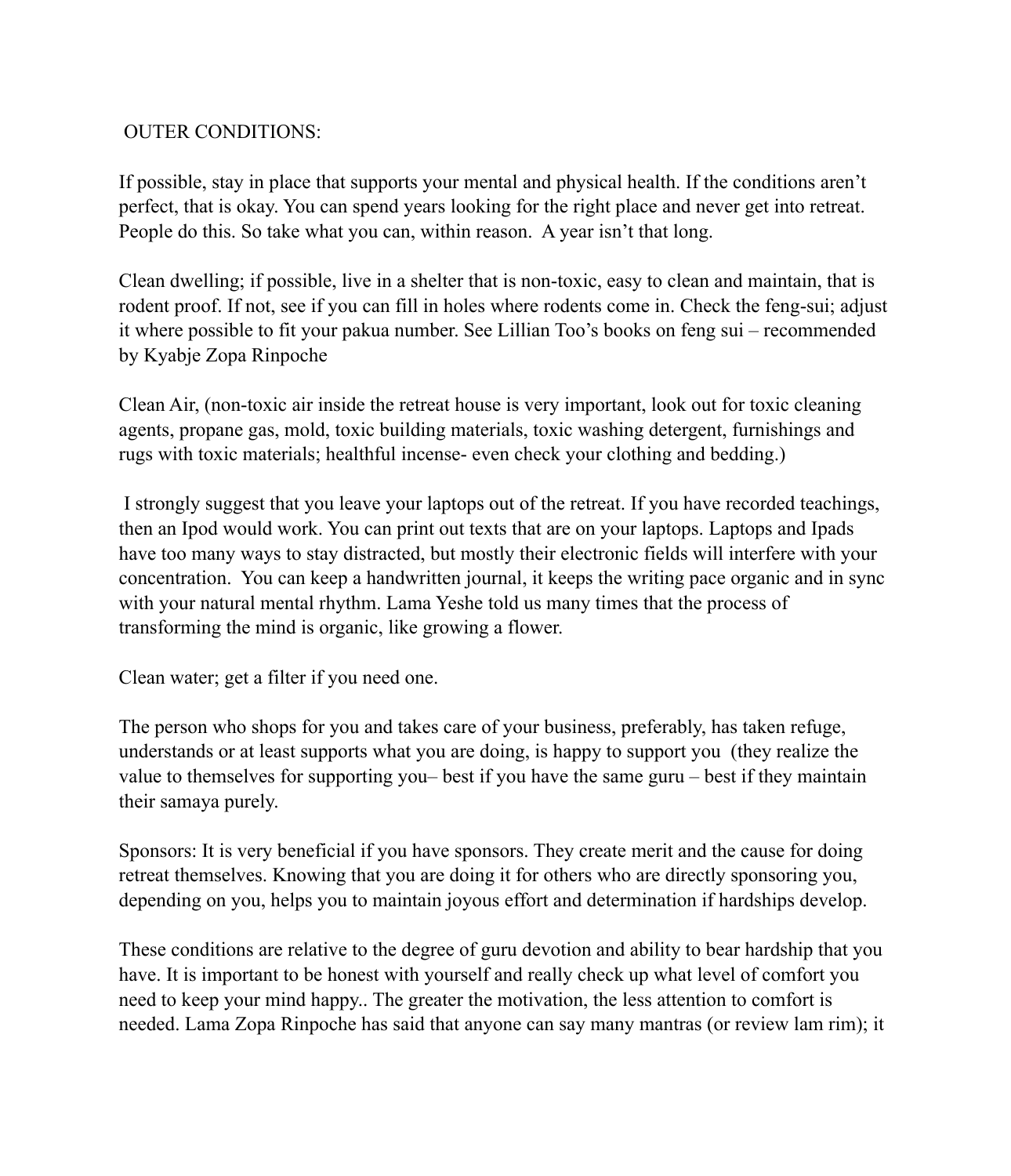OUTER CONDITIONS:

If possible, stay in place that supports your mental and physical health. If the conditions aren't perfect, that is okay. You can spend years looking for the right place and never get into retreat. People do this. So take what you can, within reason. A year isn't that long.

Clean dwelling; if possible, live in a shelter that is non-toxic, easy to clean and maintain, that is rodent proof. If not, see if you can fill in holes where rodents come in. Check the feng-sui; adjust it where possible to fit your pakua number. See Lillian Too's books on feng sui – recommended by Kyabje Zopa Rinpoche

Clean Air, (non-toxic air inside the retreat house is very important, look out for toxic cleaning agents, propane gas, mold, toxic building materials, toxic washing detergent, furnishings and rugs with toxic materials; healthful incense- even check your clothing and bedding.)

I strongly suggest that you leave your laptops out of the retreat. If you have recorded teachings, then an Ipod would work. You can print out texts that are on your laptops. Laptops and Ipads have too many ways to stay distracted, but mostly their electronic fields will interfere with your concentration. You can keep a handwritten journal, it keeps the writing pace organic and in sync with your natural mental rhythm. Lama Yeshe told us many times that the process of transforming the mind is organic, like growing a flower.

Clean water; get a filter if you need one.

The person who shops for you and takes care of your business, preferably, has taken refuge, understands or at least supports what you are doing, is happy to support you (they realize the value to themselves for supporting you– best if you have the same guru – best if they maintain their samaya purely.

Sponsors: It is very beneficial if you have sponsors. They create merit and the cause for doing retreat themselves. Knowing that you are doing it for others who are directly sponsoring you, depending on you, helps you to maintain joyous effort and determination if hardships develop.

These conditions are relative to the degree of guru devotion and ability to bear hardship that you have. It is important to be honest with yourself and really check up what level of comfort you need to keep your mind happy.. The greater the motivation, the less attention to comfort is needed. Lama Zopa Rinpoche has said that anyone can say many mantras (or review lam rim); it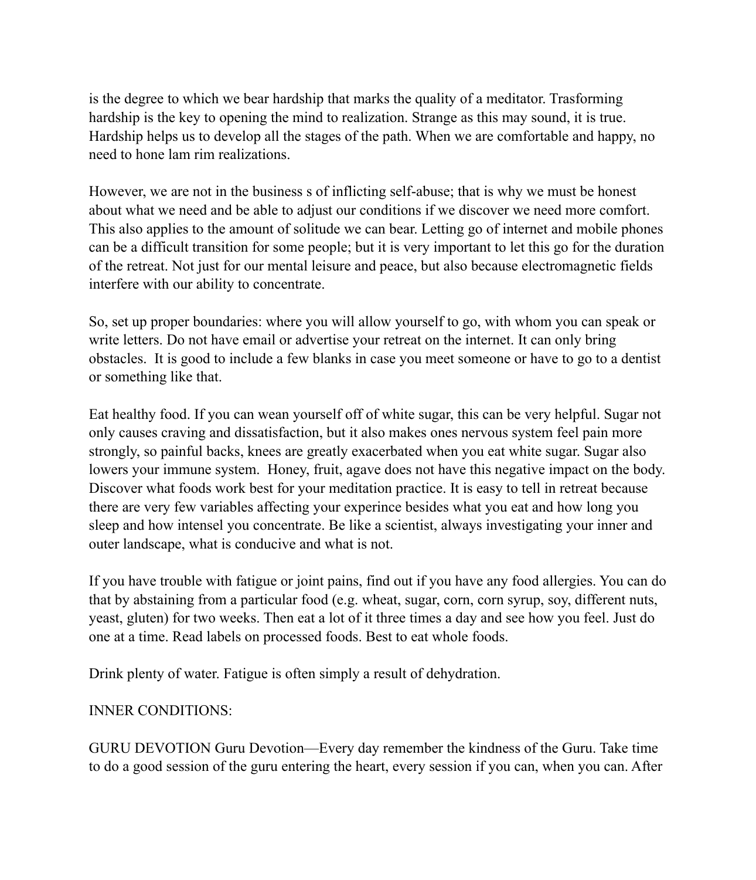is the degree to which we bear hardship that marks the quality of a meditator. Trasforming hardship is the key to opening the mind to realization. Strange as this may sound, it is true. Hardship helps us to develop all the stages of the path. When we are comfortable and happy, no need to hone lam rim realizations.

However, we are not in the business s of inflicting self-abuse; that is why we must be honest about what we need and be able to adjust our conditions if we discover we need more comfort. This also applies to the amount of solitude we can bear. Letting go of internet and mobile phones can be a difficult transition for some people; but it is very important to let this go for the duration of the retreat. Not just for our mental leisure and peace, but also because electromagnetic fields interfere with our ability to concentrate.

So, set up proper boundaries: where you will allow yourself to go, with whom you can speak or write letters. Do not have email or advertise your retreat on the internet. It can only bring obstacles. It is good to include a few blanks in case you meet someone or have to go to a dentist or something like that.

Eat healthy food. If you can wean yourself off of white sugar, this can be very helpful. Sugar not only causes craving and dissatisfaction, but it also makes ones nervous system feel pain more strongly, so painful backs, knees are greatly exacerbated when you eat white sugar. Sugar also lowers your immune system. Honey, fruit, agave does not have this negative impact on the body. Discover what foods work best for your meditation practice. It is easy to tell in retreat because there are very few variables affecting your experince besides what you eat and how long you sleep and how intensel you concentrate. Be like a scientist, always investigating your inner and outer landscape, what is conducive and what is not.

If you have trouble with fatigue or joint pains, find out if you have any food allergies. You can do that by abstaining from a particular food (e.g. wheat, sugar, corn, corn syrup, soy, different nuts, yeast, gluten) for two weeks. Then eat a lot of it three times a day and see how you feel. Just do one at a time. Read labels on processed foods. Best to eat whole foods.

Drink plenty of water. Fatigue is often simply a result of dehydration.

INNER CONDITIONS:

GURU DEVOTION Guru Devotion—Every day remember the kindness of the Guru. Take time to do a good session of the guru entering the heart, every session if you can, when you can. After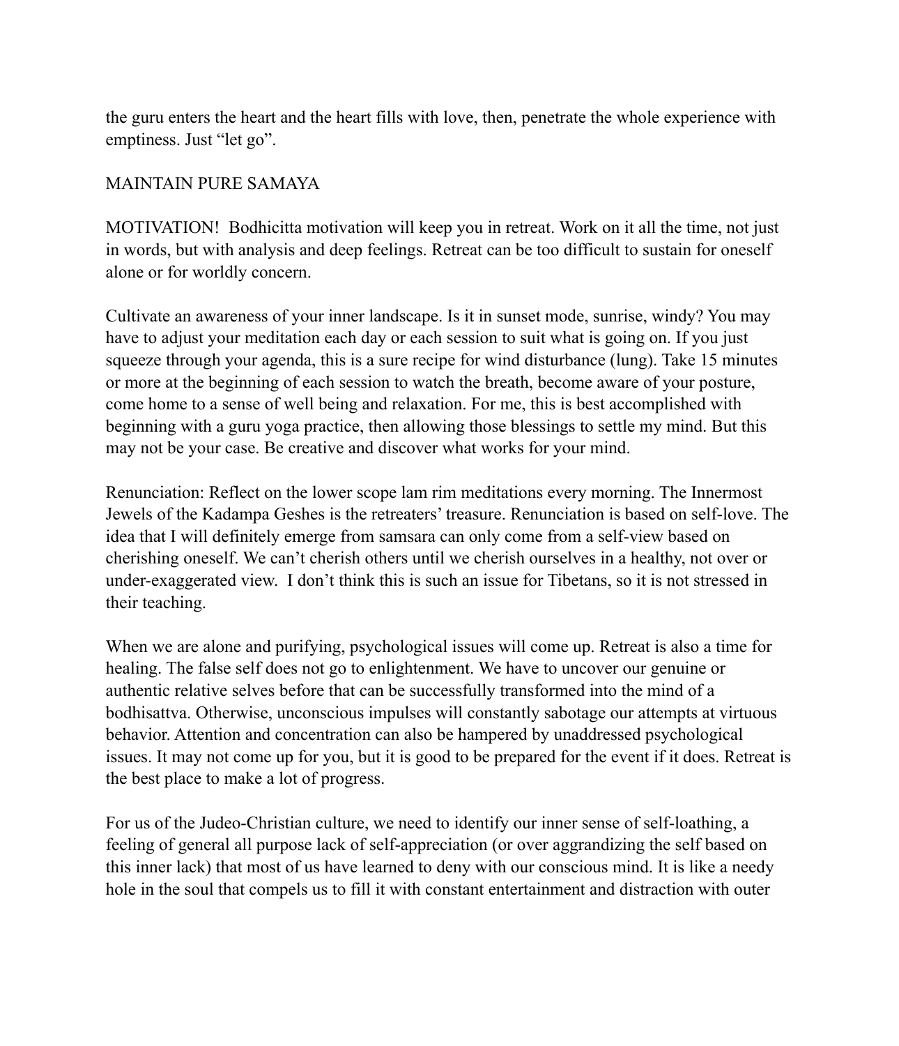the guru enters the heart and the heart fills with love, then, penetrate the whole experience with emptiness. Just "let go".

MAINTAIN PURE SAMAYA

MOTIVATION! Bodhicitta motivation will keep you in retreat. Work on it all the time, not just in words, but with analysis and deep feelings. Retreat can be too difficult to sustain for oneself alone or for worldly concern.

Cultivate an awareness of your inner landscape. Is it in sunset mode, sunrise, windy? You may have to adjust your meditation each day or each session to suit what is going on. If you just squeeze through your agenda, this is a sure recipe for wind disturbance (lung). Take 15 minutes or more at the beginning of each session to watch the breath, become aware of your posture, come home to a sense of well being and relaxation. For me, this is best accomplished with beginning with a guru yoga practice, then allowing those blessings to settle my mind. But this may not be your case. Be creative and discover what works for your mind.

Renunciation: Reflect on the lower scope lam rim meditations every morning. The Innermost Jewels of the Kadampa Geshes is the retreaters' treasure. Renunciation is based on self-love. The idea that I will definitely emerge from samsara can only come from a self-view based on cherishing oneself. We can't cherish others until we cherish ourselves in a healthy, not over or under-exaggerated view. I don't think this is such an issue for Tibetans, so it is not stressed in their teaching.

When we are alone and purifying, psychological issues will come up. Retreat is also a time for healing. The false self does not go to enlightenment. We have to uncover our genuine or authentic relative selves before that can be successfully transformed into the mind of a bodhisattva. Otherwise, unconscious impulses will constantly sabotage our attempts at virtuous behavior. Attention and concentration can also be hampered by unaddressed psychological issues. It may not come up for you, but it is good to be prepared for the event if it does. Retreat is the best place to make a lot of progress.

For us of the Judeo-Christian culture, we need to identify our inner sense of self-loathing, a feeling of general all purpose lack of self-appreciation (or over aggrandizing the self based on this inner lack) that most of us have learned to deny with our conscious mind. It is like a needy hole in the soul that compels us to fill it with constant entertainment and distraction with outer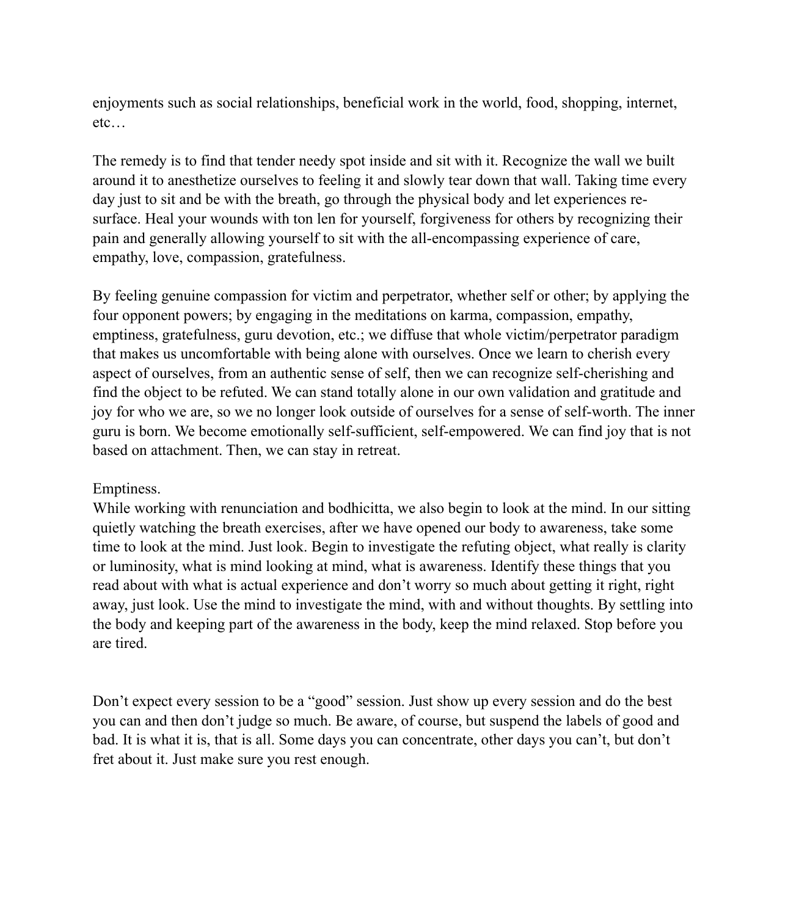enjoyments such as social relationships, beneficial work in the world, food, shopping, internet, etc…

The remedy is to find that tender needy spot inside and sit with it. Recognize the wall we built around it to anesthetize ourselves to feeling it and slowly tear down that wall. Taking time every day just to sit and be with the breath, go through the physical body and let experiences re-surface. Heal your wounds with ton len for yourself, forgiveness for others by recognizing their pain and generally allowing yourself to sit with the all-encompassing experience of care, empathy, love, compassion, gratefulness.

By feeling genuine compassion for victim and perpetrator, whether self or other; by applying the four opponent powers; by engaging in the meditations on karma, compassion, empathy, emptiness, gratefulness, guru devotion, etc.; we diffuse that whole victim/perpetrator paradigm that makes us uncomfortable with being alone with ourselves. Once we learn to cherish every aspect of ourselves, from an authentic sense of self, then we can recognize self-cherishing and find the object to be refuted. We can stand totally alone in our own validation and gratitude and joy for who we are, so we no longer look outside of ourselves for a sense of self-worth. The inner guru is born. We become emotionally self-sufficient, self-empowered. We can find joy that is not based on attachment. Then, we can stay in retreat.

Emptiness.

While working with renunciation and bodhicitta, we also begin to look at the mind. In our sitting quietly watching the breath exercises, after we have opened our body to awareness, take some time to look at the mind. Just look. Begin to investigate the refuting object, what really is clarity or luminosity, what is mind looking at mind, what is awareness. Identify these things that you read about with what is actual experience and don't worry so much about getting it right, right away, just look. Use the mind to investigate the mind, with and without thoughts. By settling into the body and keeping part of the awareness in the body, keep the mind relaxed. Stop before you are tired.

Don't expect every session to be a "good" session. Just show up every session and do the best you can and then don't judge so much. Be aware, of course, but suspend the labels of good and bad. It is what it is, that is all. Some days you can concentrate, other days you can't, but don't fret about it. Just make sure you rest enough.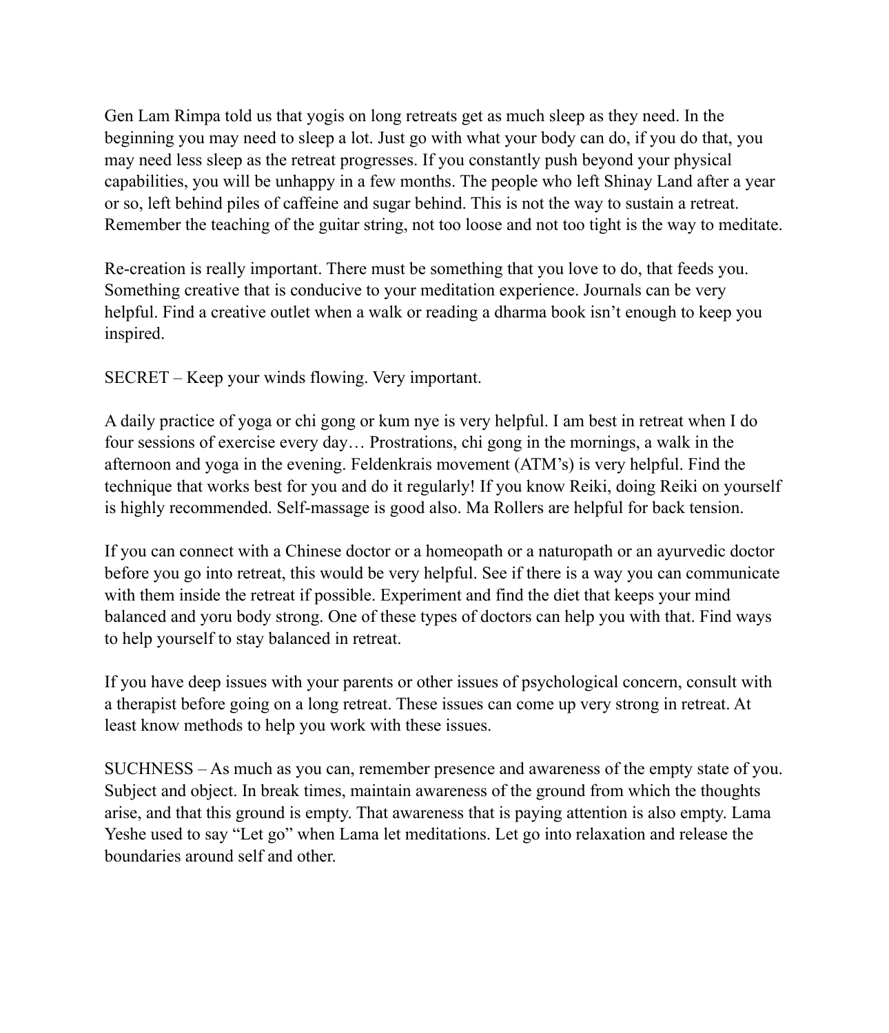Gen Lam Rimpa told us that yogis on long retreats get as much sleep as they need. In the beginning you may need to sleep a lot. Just go with what your body can do, if you do that, you may need less sleep as the retreat progresses. If you constantly push beyond your physical capabilities, you will be unhappy in a few months. The people who left Shinay Land after a year or so, left behind piles of caffeine and sugar behind. This is not the way to sustain a retreat. Remember the teaching of the guitar string, not too loose and not too tight is the way to meditate.

Re-creation is really important. There must be something that you love to do, that feeds you. Something creative that is conducive to your meditation experience. Journals can be very helpful. Find a creative outlet when a walk or reading a dharma book isn't enough to keep you inspired.

SECRET – Keep your winds flowing. Very important.

A daily practice of yoga or chi gong or kum nye is very helpful. I am best in retreat when I do four sessions of exercise every day… Prostrations, chi gong in the mornings, a walk in the afternoon and yoga in the evening. Feldenkrais movement (ATM's) is very helpful. Find the technique that works best for you and do it regularly! If you know Reiki, doing Reiki on yourself is highly recommended. Self-massage is good also. Ma Rollers are helpful for back tension.

If you can connect with a Chinese doctor or a homeopath or a naturopath or an ayurvedic doctor before you go into retreat, this would be very helpful. See if there is a way you can communicate with them inside the retreat if possible. Experiment and find the diet that keeps your mind balanced and yoru body strong. One of these types of doctors can help you with that. Find ways to help yourself to stay balanced in retreat.

If you have deep issues with your parents or other issues of psychological concern, consult with a therapist before going on a long retreat. These issues can come up very strong in retreat. At least know methods to help you work with these issues.

SUCHNESS – As much as you can, remember presence and awareness of the empty state of you. Subject and object. In break times, maintain awareness of the ground from which the thoughts arise, and that this ground is empty. That awareness that is paying attention is also empty. Lama Yeshe used to say "Let go" when Lama let meditations. Let go into relaxation and release the boundaries around self and other.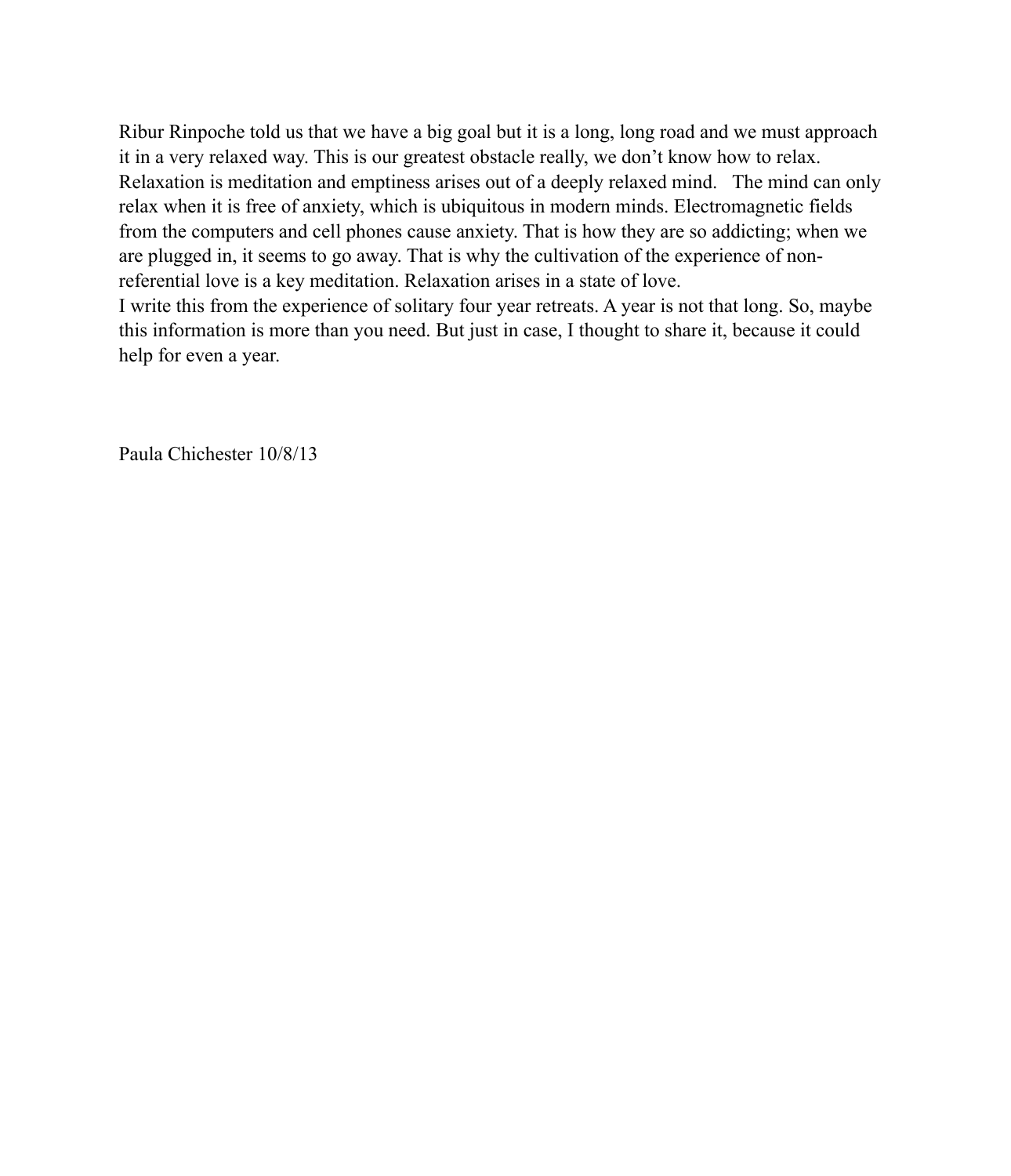Ribur Rinpoche told us that we have a big goal but it is a long, long road and we must approach it in a very relaxed way. This is our greatest obstacle really, we don't know how to relax. Relaxation is meditation and emptiness arises out of a deeply relaxed mind. The mind can only relax when it is free of anxiety, which is ubiquitous in modern minds. Electromagnetic fields from the computers and cell phones cause anxiety. That is how they are so addicting; when we are plugged in, it seems to go away. That is why the cultivation of the experience of non-referential love is a key meditation. Relaxation arises in a state of love.

I write this from the experience of solitary four year retreats. A year is not that long. So, maybe this information is more than you need. But just in case, I thought to share it, because it could help for even a year.

Paula Chichester 10/8/13